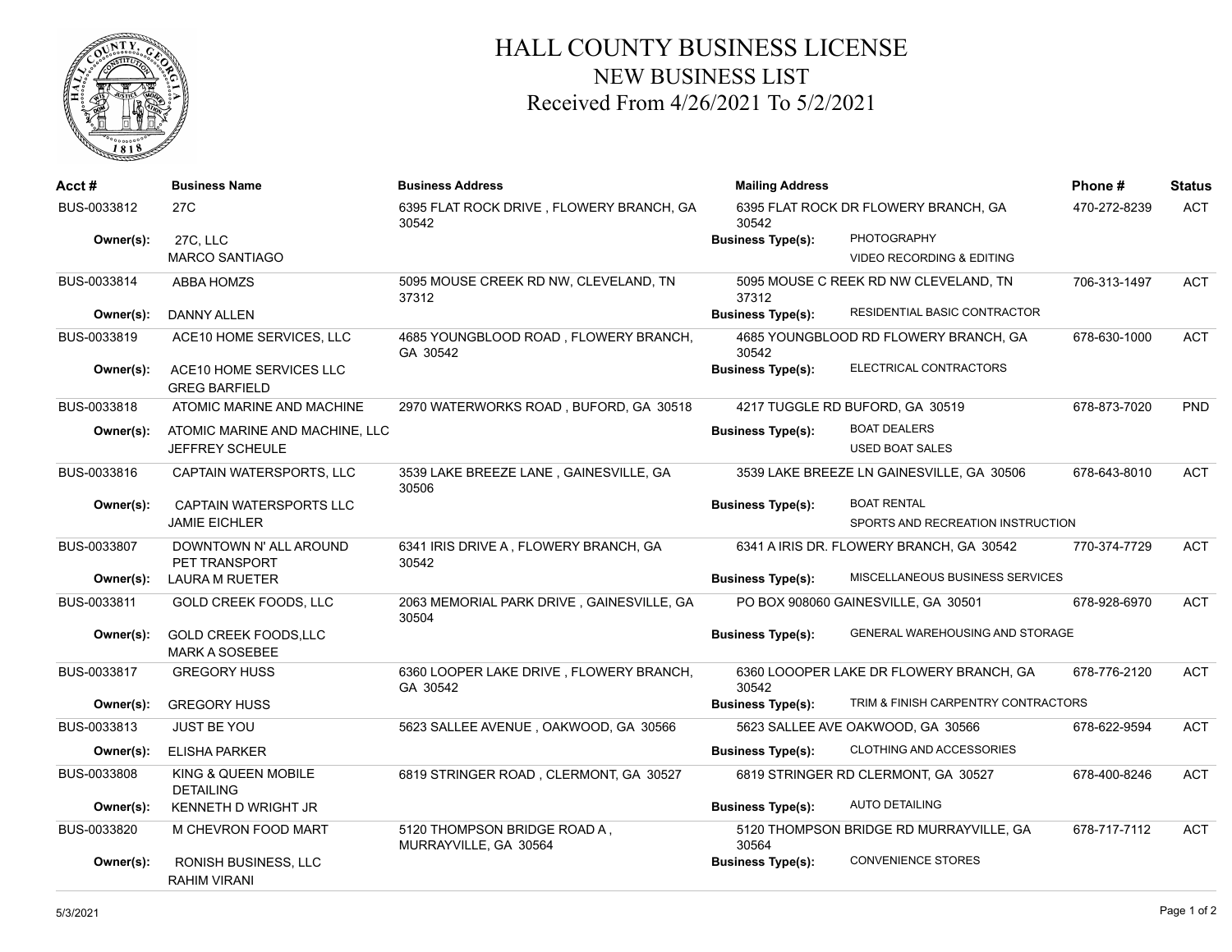# HALL COUNTY BUSINESS LICENSE

## NEW BUSINESS LIST

### Received From 4/26/2021 To 5/2/2021

| Acct # | Business Name | Business Address | Mailing Address | | Phone # | Status |
|---|---|---|---|---|---|---|
| BUS-0033812 | 27C | 6395 FLAT ROCK DRIVE , FLOWERY BRANCH, GA 30542 | 6395 FLAT ROCK DR FLOWERY BRANCH, GA 30542 | | 470-272-8239 | ACT |
| Owner(s): | 27C, LLC<br>MARCO SANTIAGO | | Business Type(s): | PHOTOGRAPHY<br>VIDEO RECORDING & EDITING | | |
| BUS-0033814 | ABBA HOMZS | 5095 MOUSE CREEK RD NW, CLEVELAND, TN 37312 | 5095 MOUSE C REEK RD NW CLEVELAND, TN 37312 | | 706-313-1497 | ACT |
| Owner(s): | DANNY ALLEN | | Business Type(s): | RESIDENTIAL BASIC CONTRACTOR | | |
| BUS-0033819 | ACE10 HOME SERVICES, LLC | 4685 YOUNGBLOOD ROAD , FLOWERY BRANCH, GA 30542 | 4685 YOUNGBLOOD RD FLOWERY BRANCH, GA 30542 | | 678-630-1000 | ACT |
| Owner(s): | ACE10 HOME SERVICES LLC<br>GREG BARFIELD | | Business Type(s): | ELECTRICAL CONTRACTORS | | |
| BUS-0033818 | ATOMIC MARINE AND MACHINE | 2970 WATERWORKS ROAD , BUFORD, GA 30518 | 4217 TUGGLE RD BUFORD, GA 30519 | | 678-873-7020 | PND |
| Owner(s): | ATOMIC MARINE AND MACHINE, LLC<br>JEFFREY SCHEULE | | Business Type(s): | BOAT DEALERS<br>USED BOAT SALES | | |
| BUS-0033816 | CAPTAIN WATERSPORTS, LLC | 3539 LAKE BREEZE LANE , GAINESVILLE, GA 30506 | 3539 LAKE BREEZE LN GAINESVILLE, GA 30506 | | 678-643-8010 | ACT |
| Owner(s): | CAPTAIN WATERSPORTS LLC<br>JAMIE EICHLER | | Business Type(s): | BOAT RENTAL<br>SPORTS AND RECREATION INSTRUCTION | | |
| BUS-0033807 | DOWNTOWN N' ALL AROUND PET TRANSPORT | 6341 IRIS DRIVE A , FLOWERY BRANCH, GA 30542 | 6341 A IRIS DR. FLOWERY BRANCH, GA 30542 | | 770-374-7729 | ACT |
| Owner(s): | LAURA M RUETER | | Business Type(s): | MISCELLANEOUS BUSINESS SERVICES | | |
| BUS-0033811 | GOLD CREEK FOODS, LLC | 2063 MEMORIAL PARK DRIVE , GAINESVILLE, GA 30504 | PO BOX 908060 GAINESVILLE, GA 30501 | | 678-928-6970 | ACT |
| Owner(s): | GOLD CREEK FOODS,LLC<br>MARK A SOSEBEE | | Business Type(s): | GENERAL WAREHOUSING AND STORAGE | | |
| BUS-0033817 | GREGORY HUSS | 6360 LOOPER LAKE DRIVE , FLOWERY BRANCH, GA 30542 | 6360 LOOOPER LAKE DR FLOWERY BRANCH, GA 30542 | | 678-776-2120 | ACT |
| Owner(s): | GREGORY HUSS | | Business Type(s): | TRIM & FINISH CARPENTRY CONTRACTORS | | |
| BUS-0033813 | JUST BE YOU | 5623 SALLEE AVENUE , OAKWOOD, GA 30566 | 5623 SALLEE AVE OAKWOOD, GA 30566 | | 678-622-9594 | ACT |
| Owner(s): | ELISHA PARKER | | Business Type(s): | CLOTHING AND ACCESSORIES | | |
| BUS-0033808 | KING & QUEEN MOBILE DETAILING | 6819 STRINGER ROAD , CLERMONT, GA 30527 | 6819 STRINGER RD CLERMONT, GA 30527 | | 678-400-8246 | ACT |
| Owner(s): | KENNETH D WRIGHT JR | | Business Type(s): | AUTO DETAILING | | |
| BUS-0033820 | M CHEVRON FOOD MART | 5120 THOMPSON BRIDGE ROAD A , MURRAYVILLE, GA 30564 | 5120 THOMPSON BRIDGE RD MURRAYVILLE, GA 30564 | | 678-717-7112 | ACT |
| Owner(s): | RONISH BUSINESS, LLC<br>RAHIM VIRANI | | Business Type(s): | CONVENIENCE STORES | | |

5/3/2021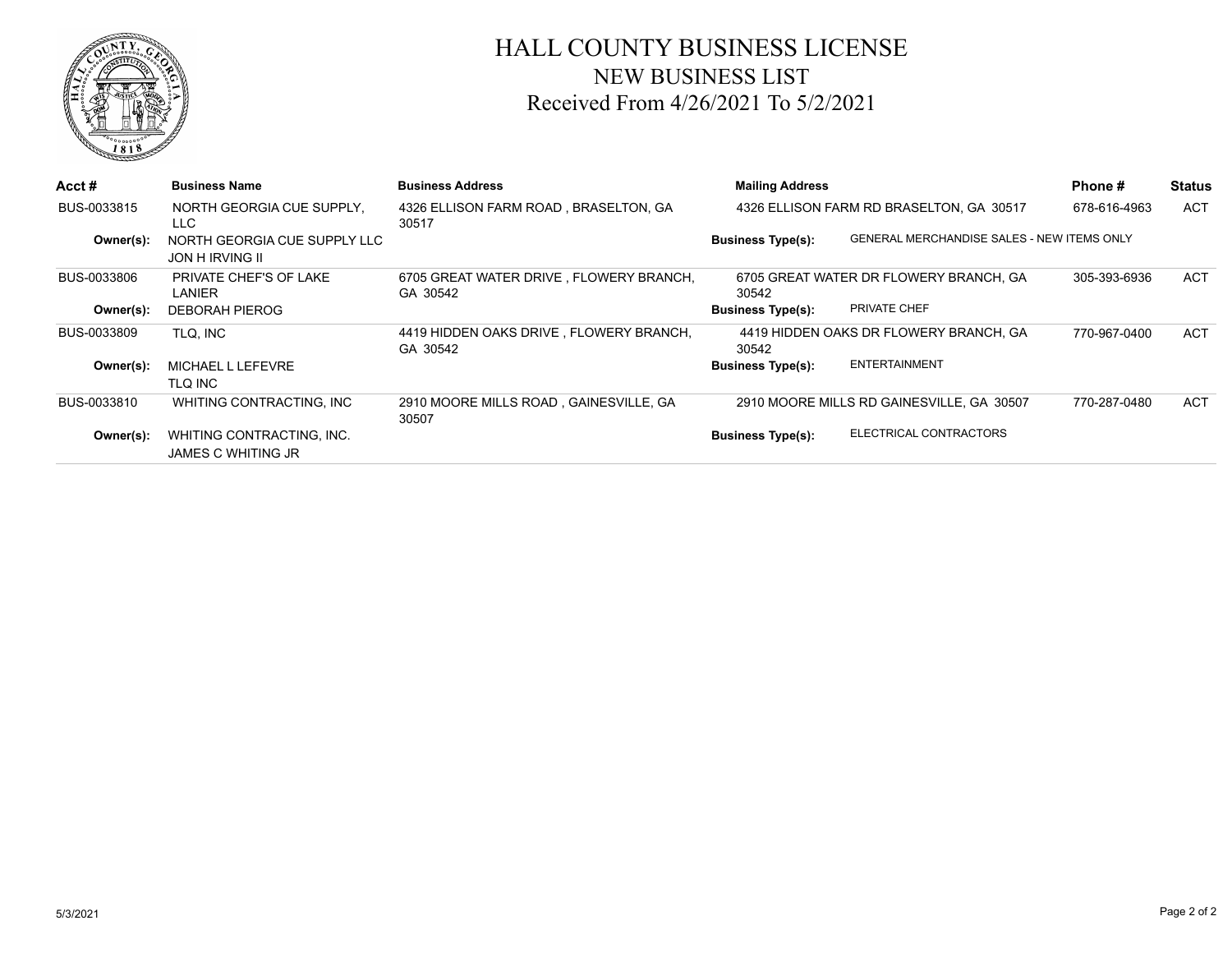# HALL COUNTY BUSINESS LICENSE
## NEW BUSINESS LIST
## Received From 4/26/2021 To 5/2/2021

| Acct # | Business Name | Business Address | Mailing Address | | Phone # | Status |
|---|---|---|---|---|---|---|
| BUS-0033815 | NORTH GEORGIA CUE SUPPLY, LLC | 4326 ELLISON FARM ROAD , BRASELTON, GA 30517 | 4326 ELLISON FARM RD BRASELTON, GA 30517 | | 678-616-4963 | ACT |
| Owner(s): | NORTH GEORGIA CUE SUPPLY LLC<br>JON H IRVING II | | Business Type(s): | GENERAL MERCHANDISE SALES - NEW ITEMS ONLY | | |
| BUS-0033806 | PRIVATE CHEF'S OF LAKE LANIER | 6705 GREAT WATER DRIVE , FLOWERY BRANCH, GA 30542 | 6705 GREAT WATER DR FLOWERY BRANCH, GA 30542 | | 305-393-6936 | ACT |
| Owner(s): | DEBORAH PIEROG | | Business Type(s): | PRIVATE CHEF | | |
| BUS-0033809 | TLQ, INC | 4419 HIDDEN OAKS DRIVE , FLOWERY BRANCH, GA 30542 | 4419 HIDDEN OAKS DR FLOWERY BRANCH, GA 30542 | | 770-967-0400 | ACT |
| Owner(s): | MICHAEL L LEFEVRE<br>TLQ INC | | Business Type(s): | ENTERTAINMENT | | |
| BUS-0033810 | WHITING CONTRACTING, INC | 2910 MOORE MILLS ROAD , GAINESVILLE, GA 30507 | 2910 MOORE MILLS RD GAINESVILLE, GA 30507 | | 770-287-0480 | ACT |
| Owner(s): | WHITING CONTRACTING, INC.<br>JAMES C WHITING JR | | Business Type(s): | ELECTRICAL CONTRACTORS | | |

5/3/2021